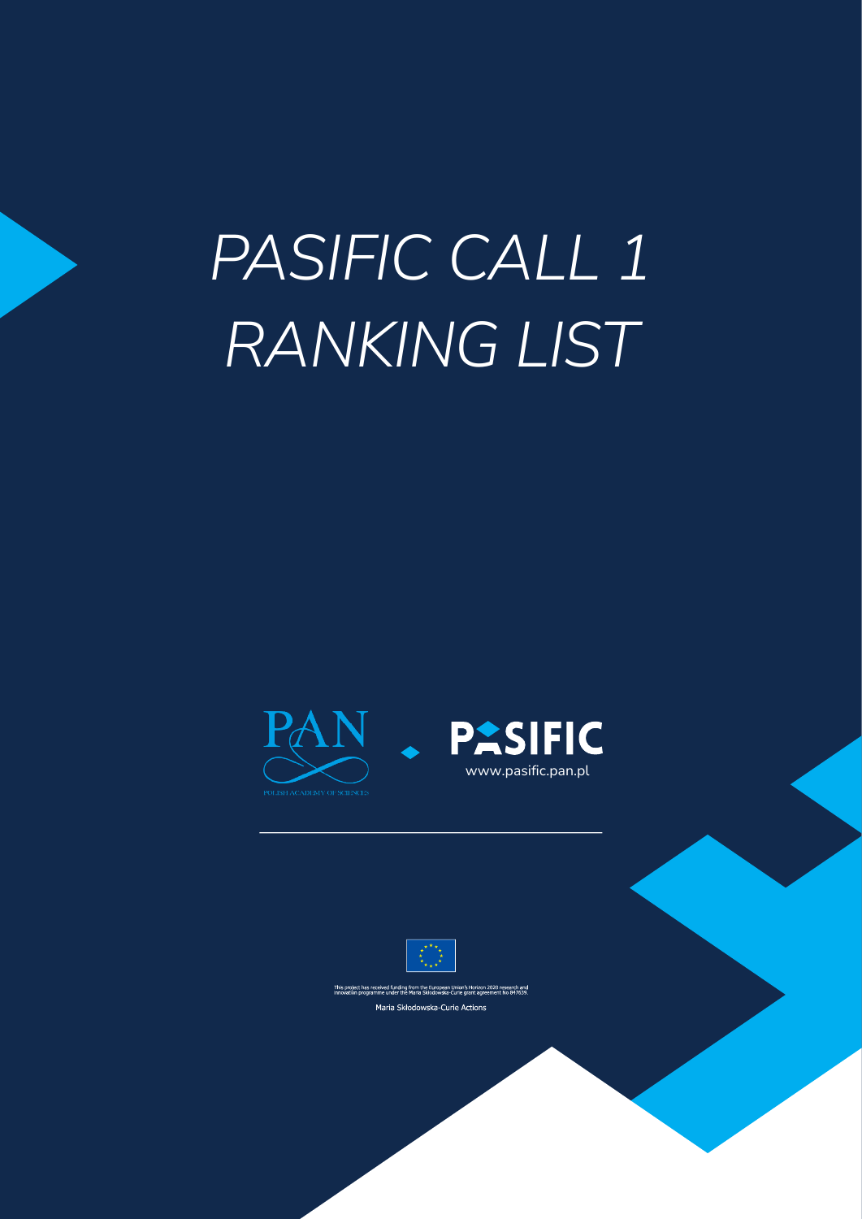# PASIFIC CALL 1 RANKING LIST

PAN

POLISH ACADEMY OF SCIENCES

PASIFIC

www.pasific.pan.pl

This project has received funding from the European Union's Horizon 2020 research and innovation programme under the Maria Skłodowska-Curie grant agreement No 847639.

Maria Skłodowska-Curie Actions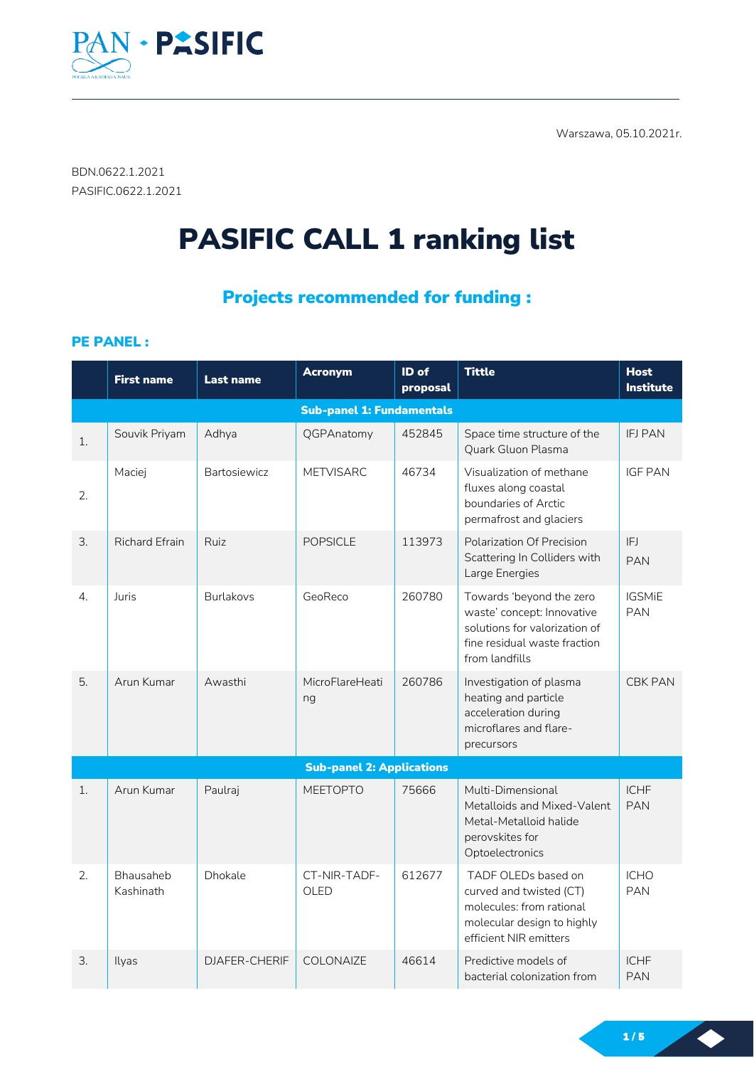Warszawa, 05.10.2021r.

BDN.0622.1.2021
PASIFIC.0622.1.2021

# PASIFIC CALL 1 ranking list

## Projects recommended for funding :

### PE PANEL :

| | First name | Last name | Acronym | ID of proposal | Tittle | Host Institute |
|---|---|---|---|---|---|---|
| | | | **Sub-panel 1: Fundamentals** | | | |
| 1. | Souvik Priyam | Adhya | QGPAnatomy | 452845 | Space time structure of the Quark Gluon Plasma | IFJ PAN |
| 2. | Maciej | Bartosiewicz | METVISARC | 46734 | Visualization of methane fluxes along coastal boundaries of Arctic permafrost and glaciers | IGF PAN |
| 3. | Richard Efrain | Ruiz | POPSICLE | 113973 | Polarization Of Precision Scattering In Colliders with Large Energies | IFJ PAN |
| 4. | Juris | Burlakovs | GeoReco | 260780 | Towards 'beyond the zero waste' concept: Innovative solutions for valorization of fine residual waste fraction from landfills | IGSMiE PAN |
| 5. | Arun Kumar | Awasthi | MicroFlareHeating | 260786 | Investigation of plasma heating and particle acceleration during microflares and flare-precursors | CBK PAN |
| | | | **Sub-panel 2: Applications** | | | |
| 1. | Arun Kumar | Paulraj | MEETOPTO | 75666 | Multi-Dimensional Metalloids and Mixed-Valent Metal-Metalloid halide perovskites for Optoelectronics | ICHF PAN |
| 2. | Bhausaheb Kashinath | Dhokale | CT-NIR-TADF-OLED | 612677 | TADF OLEDs based on curved and twisted (CT) molecules: from rational molecular design to highly efficient NIR emitters | ICHO PAN |
| 3. | Ilyas | DJAFER-CHERIF | COLONAIZE | 46614 | Predictive models of bacterial colonization from | ICHF PAN |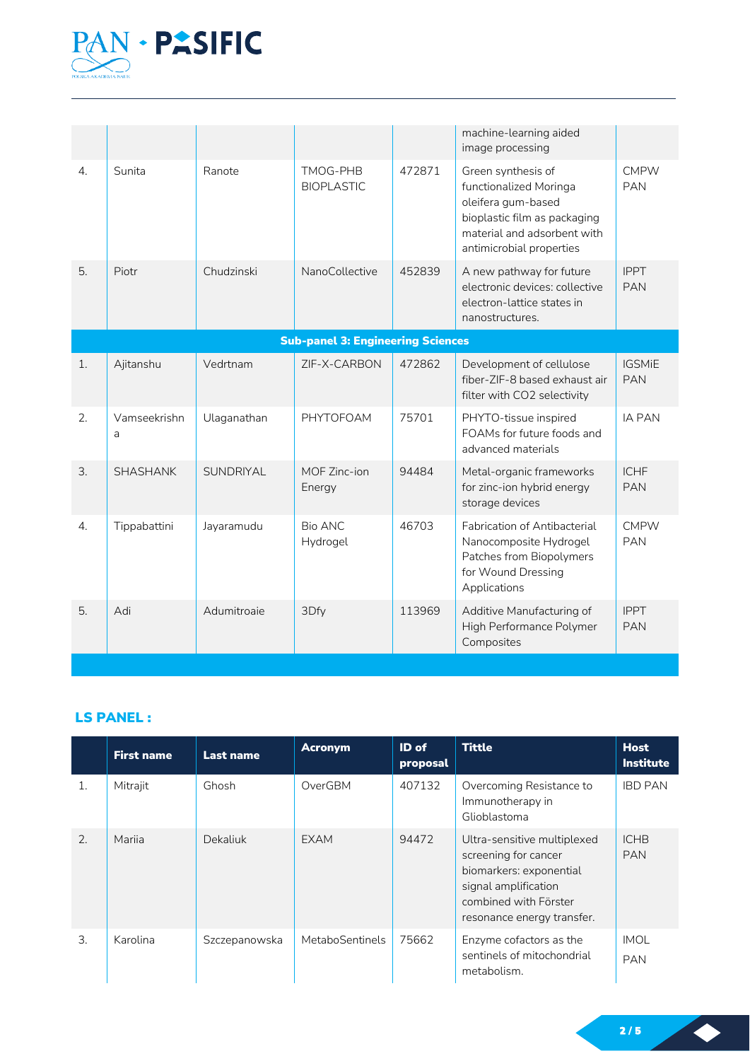| | | | | | | |
|---|---|---|---|---|---|---|
| | | | | | machine-learning aided image processing | |
| 4. | Sunita | Ranote | TMOG-PHB BIOPLASTIC | 472871 | Green synthesis of functionalized Moringa oleifera gum-based bioplastic film as packaging material and adsorbent with antimicrobial properties | CMPW PAN |
| 5. | Piotr | Chudzinski | NanoCollective | 452839 | A new pathway for future electronic devices: collective electron-lattice states in nanostructures. | IPPT PAN |
| | | | **Sub-panel 3: Engineering Sciences** | | | |
| 1. | Ajitanshu | Vedrtnam | ZIF-X-CARBON | 472862 | Development of cellulose fiber-ZIF-8 based exhaust air filter with CO2 selectivity | IGSMiE PAN |
| 2. | Vamseekrishna | Ulaganathan | PHYTOFOAM | 75701 | PHYTO-tissue inspired FOAMs for future foods and advanced materials | IA PAN |
| 3. | SHASHANK | SUNDRIYAL | MOF Zinc-ion Energy | 94484 | Metal-organic frameworks for zinc-ion hybrid energy storage devices | ICHF PAN |
| 4. | Tippabattini | Jayaramudu | Bio ANC Hydrogel | 46703 | Fabrication of Antibacterial Nanocomposite Hydrogel Patches from Biopolymers for Wound Dressing Applications | CMPW PAN |
| 5. | Adi | Adumitroaie | 3Dfy | 113969 | Additive Manufacturing of High Performance Polymer Composites | IPPT PAN |

## LS PANEL :

| | First name | Last name | Acronym | ID of proposal | Tittle | Host Institute |
|---|---|---|---|---|---|---|
| 1. | Mitrajit | Ghosh | OverGBM | 407132 | Overcoming Resistance to Immunotherapy in Glioblastoma | IBD PAN |
| 2. | Mariia | Dekaliuk | EXAM | 94472 | Ultra-sensitive multiplexed screening for cancer biomarkers: exponential signal amplification combined with Förster resonance energy transfer. | ICHB PAN |
| 3. | Karolina | Szczepanowska | MetaboSentinels | 75662 | Enzyme cofactors as the sentinels of mitochondrial metabolism. | IMOL PAN |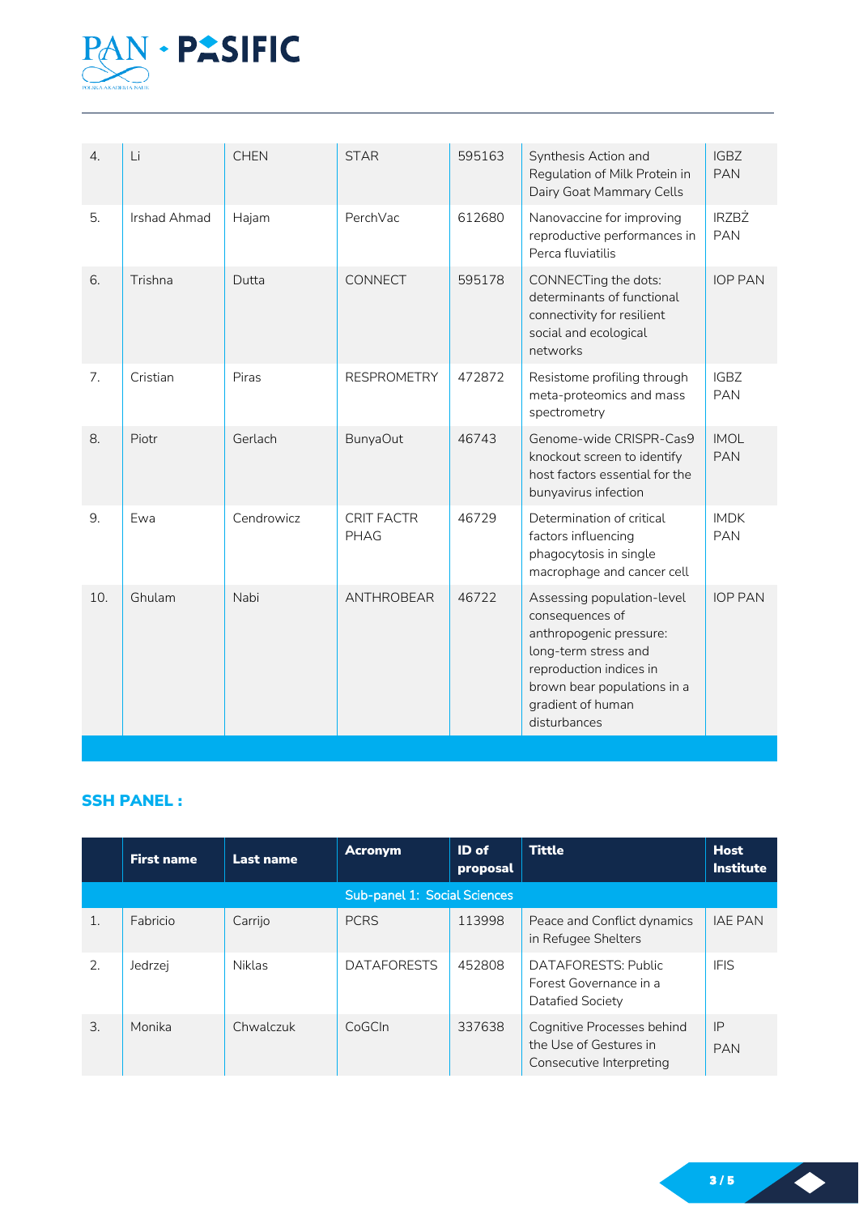| | | | | | | |
|---|---|---|---|---|---|---|
| 4. | Li | CHEN | STAR | 595163 | Synthesis Action and Regulation of Milk Protein in Dairy Goat Mammary Cells | IGBZ PAN |
| 5. | Irshad Ahmad | Hajam | PerchVac | 612680 | Nanovaccine for improving reproductive performances in Perca fluviatilis | IRZBŻ PAN |
| 6. | Trishna | Dutta | CONNECT | 595178 | CONNECTing the dots: determinants of functional connectivity for resilient social and ecological networks | IOP PAN |
| 7. | Cristian | Piras | RESPROMETRY | 472872 | Resistome profiling through meta-proteomics and mass spectrometry | IGBZ PAN |
| 8. | Piotr | Gerlach | BunyaOut | 46743 | Genome-wide CRISPR-Cas9 knockout screen to identify host factors essential for the bunyavirus infection | IMOL PAN |
| 9. | Ewa | Cendrowicz | CRIT FACTR PHAG | 46729 | Determination of critical factors influencing phagocytosis in single macrophage and cancer cell | IMDK PAN |
| 10. | Ghulam | Nabi | ANTHROBEAR | 46722 | Assessing population-level consequences of anthropogenic pressure: long-term stress and reproduction indices in brown bear populations in a gradient of human disturbances | IOP PAN |

## SSH PANEL :

| | First name | Last name | Acronym | ID of proposal | Tittle | Host Institute |
|---|---|---|---|---|---|---|
| | | | Sub-panel 1: Social Sciences | | | |
| 1. | Fabricio | Carrijo | PCRS | 113998 | Peace and Conflict dynamics in Refugee Shelters | IAE PAN |
| 2. | Jedrzej | Niklas | DATAFORESTS | 452808 | DATAFORESTS: Public Forest Governance in a Datafied Society | IFIS |
| 3. | Monika | Chwalczuk | CoGCIn | 337638 | Cognitive Processes behind the Use of Gestures in Consecutive Interpreting | IP PAN |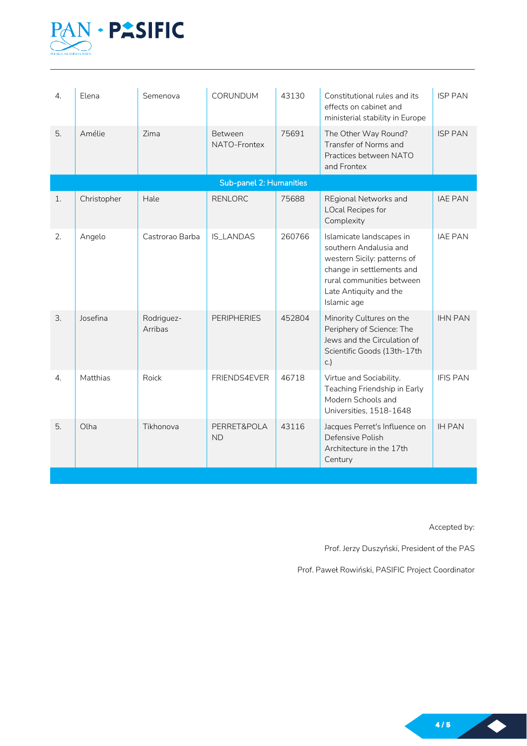| | | | | | | |
|---|---|---|---|---|---|---|
| 4. | Elena | Semenova | CORUNDUM | 43130 | Constitutional rules and its effects on cabinet and ministerial stability in Europe | ISP PAN |
| 5. | Amélie | Zima | Between NATO-Frontex | 75691 | The Other Way Round? Transfer of Norms and Practices between NATO and Frontex | ISP PAN |
| **Sub-panel 2: Humanities** | | | | | | |
| 1. | Christopher | Hale | RENLORC | 75688 | REgional Networks and LOcal Recipes for Complexity | IAE PAN |
| 2. | Angelo | Castrorao Barba | IS_LANDAS | 260766 | Islamicate landscapes in southern Andalusia and western Sicily: patterns of change in settlements and rural communities between Late Antiquity and the Islamic age | IAE PAN |
| 3. | Josefina | Rodriguez-Arribas | PERIPHERIES | 452804 | Minority Cultures on the Periphery of Science: The Jews and the Circulation of Scientific Goods (13th-17th c.) | IHN PAN |
| 4. | Matthias | Roick | FRIENDS4EVER | 46718 | Virtue and Sociability. Teaching Friendship in Early Modern Schools and Universities, 1518-1648 | IFIS PAN |
| 5. | Olha | Tikhonova | PERRET&POLAND | 43116 | Jacques Perret's Influence on Defensive Polish Architecture in the 17th Century | IH PAN |

Accepted by:

Prof. Jerzy Duszyński, President of the PAS

Prof. Paweł Rowiński, PASIFIC Project Coordinator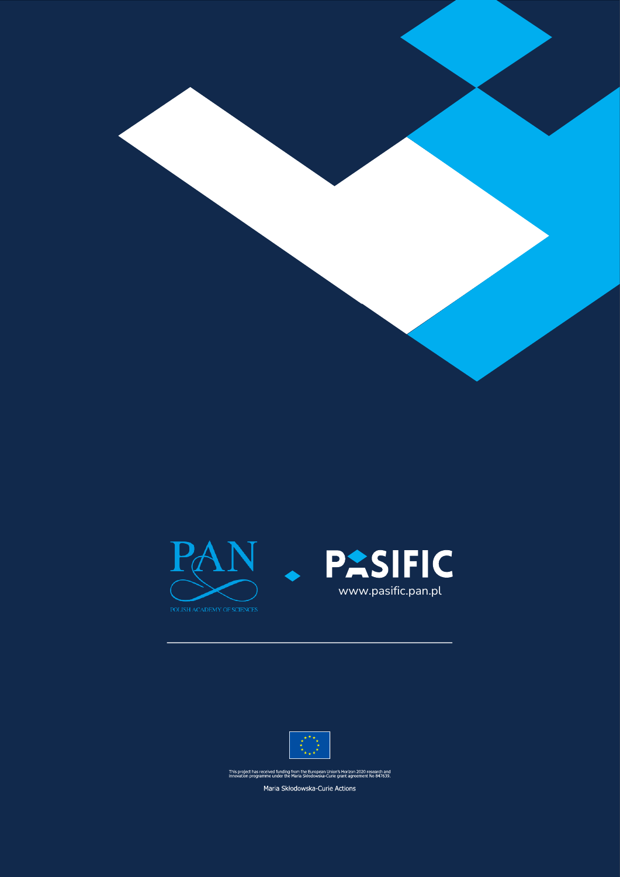PAN

POLISH ACADEMY OF SCIENCES

PASIFIC

www.pasific.pan.pl

This project has received funding from the European Union's Horizon 2020 research and innovation programme under the Maria Skłodowska-Curie grant agreement No 847639.

Maria Skłodowska-Curie Actions